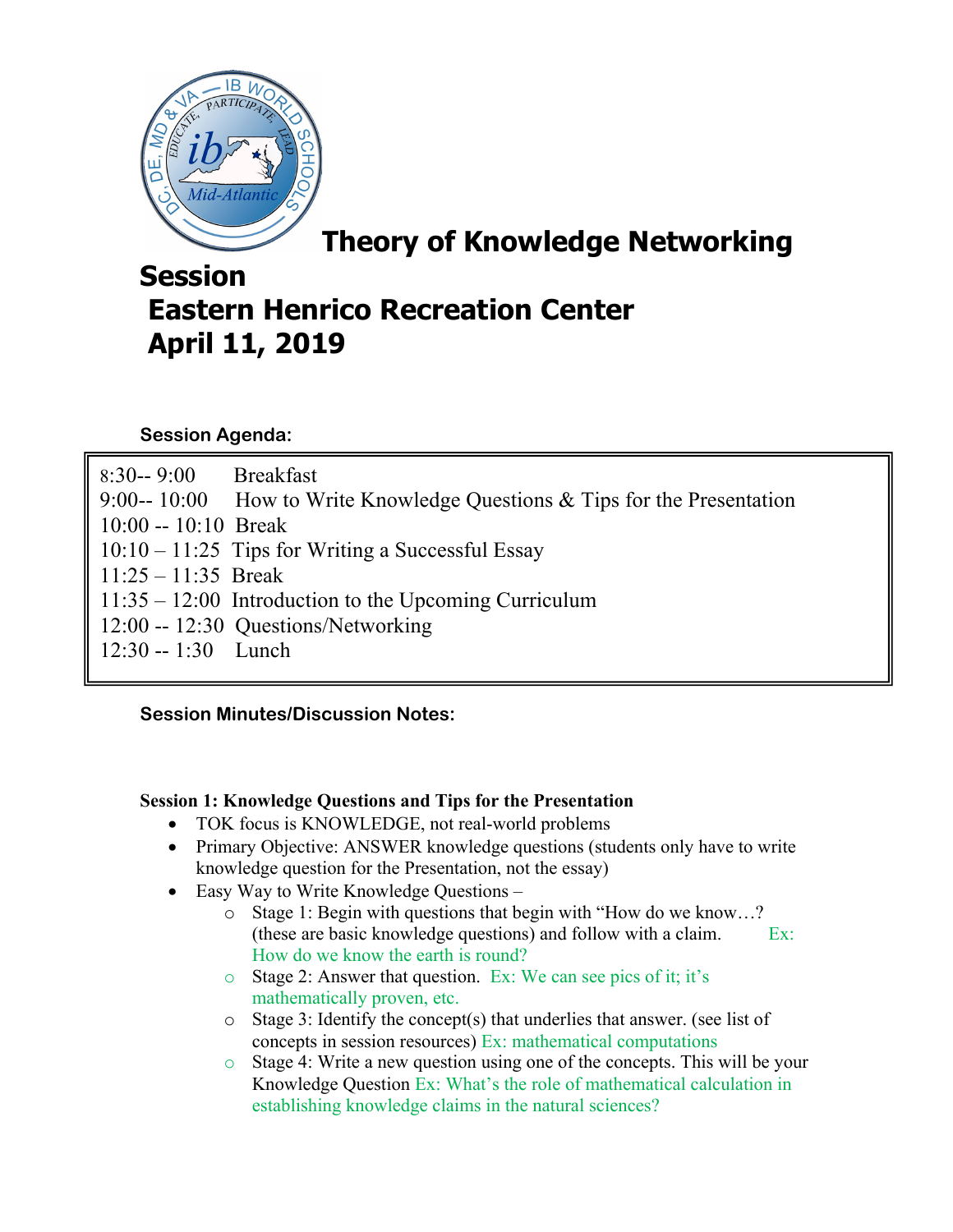# Theory of Knowledge Networking Session
## Eastern Henrico Recreation Center
## April 11, 2019

**Session Agenda:**

| | |
|---|---|
| 8:30-- 9:00 | Breakfast |
| 9:00-- 10:00 | How to Write Knowledge Questions & Tips for the Presentation |
| 10:00 -- 10:10 | Break |
| 10:10 – 11:25 | Tips for Writing a Successful Essay |
| 11:25 – 11:35 | Break |
| 11:35 – 12:00 | Introduction to the Upcoming Curriculum |
| 12:00 -- 12:30 | Questions/Networking |
| 12:30 -- 1:30 | Lunch |

**Session Minutes/Discussion Notes:**

**Session 1: Knowledge Questions and Tips for the Presentation**

- TOK focus is KNOWLEDGE, not real-world problems
- Primary Objective: ANSWER knowledge questions (students only have to write knowledge question for the Presentation, not the essay)
- Easy Way to Write Knowledge Questions –
  - Stage 1: Begin with questions that begin with "How do we know…? (these are basic knowledge questions) and follow with a claim. Ex: How do we know the earth is round?
  - Stage 2: Answer that question. Ex: We can see pics of it; it's mathematically proven, etc.
  - Stage 3: Identify the concept(s) that underlies that answer. (see list of concepts in session resources) Ex: mathematical computations
  - Stage 4: Write a new question using one of the concepts. This will be your Knowledge Question Ex: What's the role of mathematical calculation in establishing knowledge claims in the natural sciences?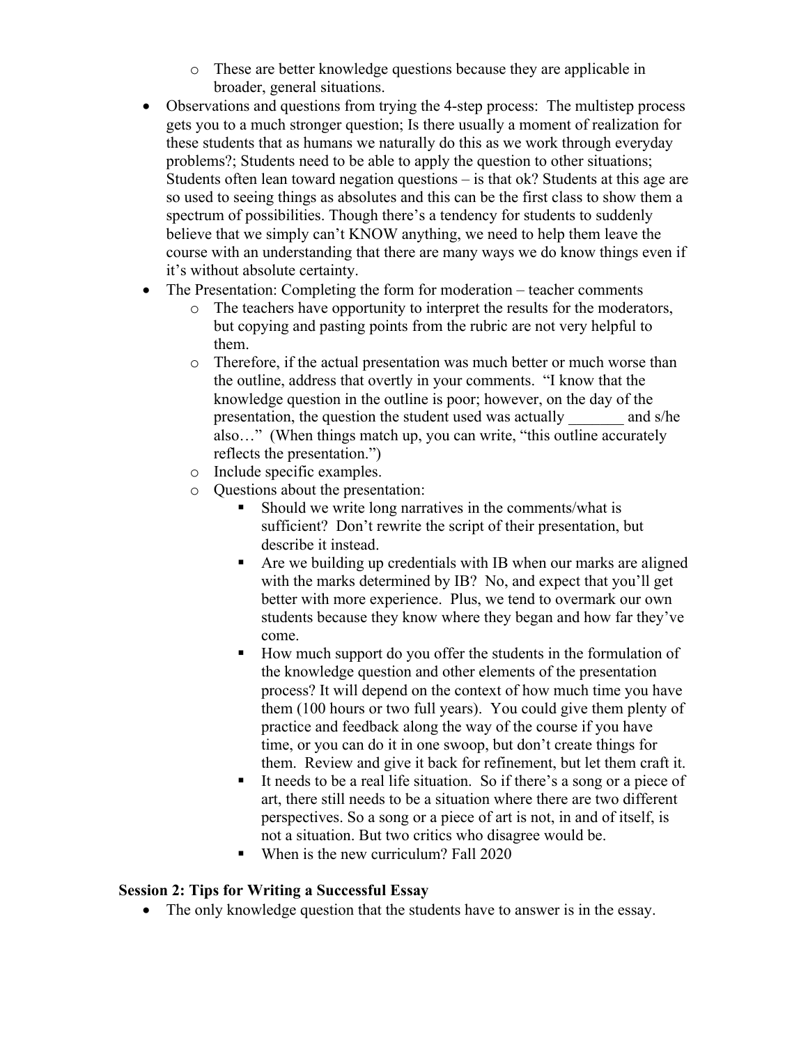- These are better knowledge questions because they are applicable in broader, general situations.
- Observations and questions from trying the 4-step process: The multistep process gets you to a much stronger question; Is there usually a moment of realization for these students that as humans we naturally do this as we work through everyday problems?; Students need to be able to apply the question to other situations; Students often lean toward negation questions – is that ok? Students at this age are so used to seeing things as absolutes and this can be the first class to show them a spectrum of possibilities. Though there's a tendency for students to suddenly believe that we simply can't KNOW anything, we need to help them leave the course with an understanding that there are many ways we do know things even if it's without absolute certainty.
- The Presentation: Completing the form for moderation – teacher comments
  - The teachers have opportunity to interpret the results for the moderators, but copying and pasting points from the rubric are not very helpful to them.
  - Therefore, if the actual presentation was much better or much worse than the outline, address that overtly in your comments. "I know that the knowledge question in the outline is poor; however, on the day of the presentation, the question the student used was actually _______ and s/he also…" (When things match up, you can write, "this outline accurately reflects the presentation.")
  - Include specific examples.
  - Questions about the presentation:
    - Should we write long narratives in the comments/what is sufficient? Don't rewrite the script of their presentation, but describe it instead.
    - Are we building up credentials with IB when our marks are aligned with the marks determined by IB? No, and expect that you'll get better with more experience. Plus, we tend to overmark our own students because they know where they began and how far they've come.
    - How much support do you offer the students in the formulation of the knowledge question and other elements of the presentation process? It will depend on the context of how much time you have them (100 hours or two full years). You could give them plenty of practice and feedback along the way of the course if you have time, or you can do it in one swoop, but don't create things for them. Review and give it back for refinement, but let them craft it.
    - It needs to be a real life situation. So if there's a song or a piece of art, there still needs to be a situation where there are two different perspectives. So a song or a piece of art is not, in and of itself, is not a situation. But two critics who disagree would be.
    - When is the new curriculum? Fall 2020

**Session 2: Tips for Writing a Successful Essay**

- The only knowledge question that the students have to answer is in the essay.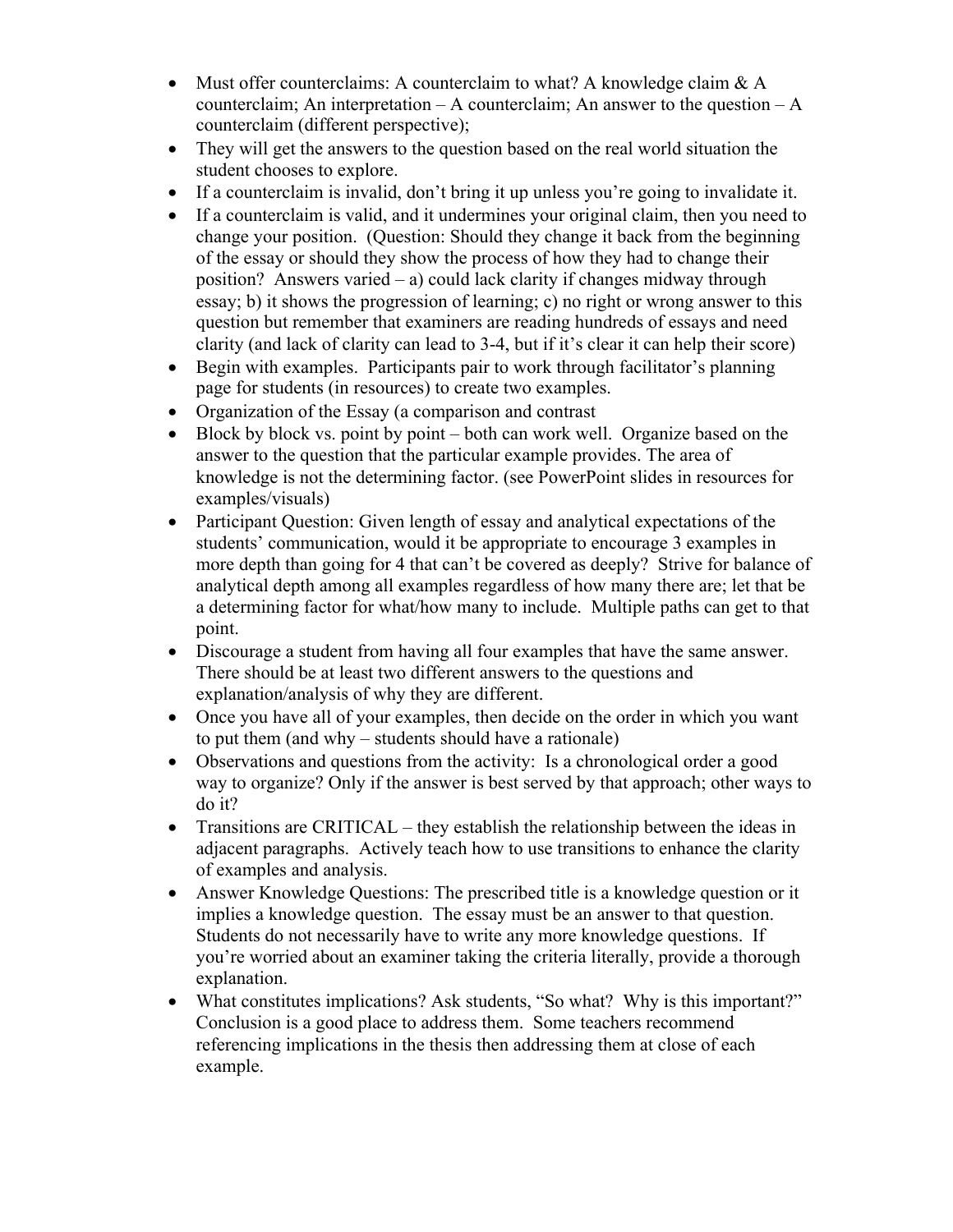- Must offer counterclaims: A counterclaim to what? A knowledge claim & A counterclaim; An interpretation – A counterclaim; An answer to the question – A counterclaim (different perspective);
- They will get the answers to the question based on the real world situation the student chooses to explore.
- If a counterclaim is invalid, don't bring it up unless you're going to invalidate it.
- If a counterclaim is valid, and it undermines your original claim, then you need to change your position. (Question: Should they change it back from the beginning of the essay or should they show the process of how they had to change their position? Answers varied – a) could lack clarity if changes midway through essay; b) it shows the progression of learning; c) no right or wrong answer to this question but remember that examiners are reading hundreds of essays and need clarity (and lack of clarity can lead to 3-4, but if it's clear it can help their score)
- Begin with examples. Participants pair to work through facilitator's planning page for students (in resources) to create two examples.
- Organization of the Essay (a comparison and contrast
- Block by block vs. point by point – both can work well. Organize based on the answer to the question that the particular example provides. The area of knowledge is not the determining factor. (see PowerPoint slides in resources for examples/visuals)
- Participant Question: Given length of essay and analytical expectations of the students' communication, would it be appropriate to encourage 3 examples in more depth than going for 4 that can't be covered as deeply? Strive for balance of analytical depth among all examples regardless of how many there are; let that be a determining factor for what/how many to include. Multiple paths can get to that point.
- Discourage a student from having all four examples that have the same answer. There should be at least two different answers to the questions and explanation/analysis of why they are different.
- Once you have all of your examples, then decide on the order in which you want to put them (and why – students should have a rationale)
- Observations and questions from the activity: Is a chronological order a good way to organize? Only if the answer is best served by that approach; other ways to do it?
- Transitions are CRITICAL – they establish the relationship between the ideas in adjacent paragraphs. Actively teach how to use transitions to enhance the clarity of examples and analysis.
- Answer Knowledge Questions: The prescribed title is a knowledge question or it implies a knowledge question. The essay must be an answer to that question. Students do not necessarily have to write any more knowledge questions. If you're worried about an examiner taking the criteria literally, provide a thorough explanation.
- What constitutes implications? Ask students, "So what? Why is this important?" Conclusion is a good place to address them. Some teachers recommend referencing implications in the thesis then addressing them at close of each example.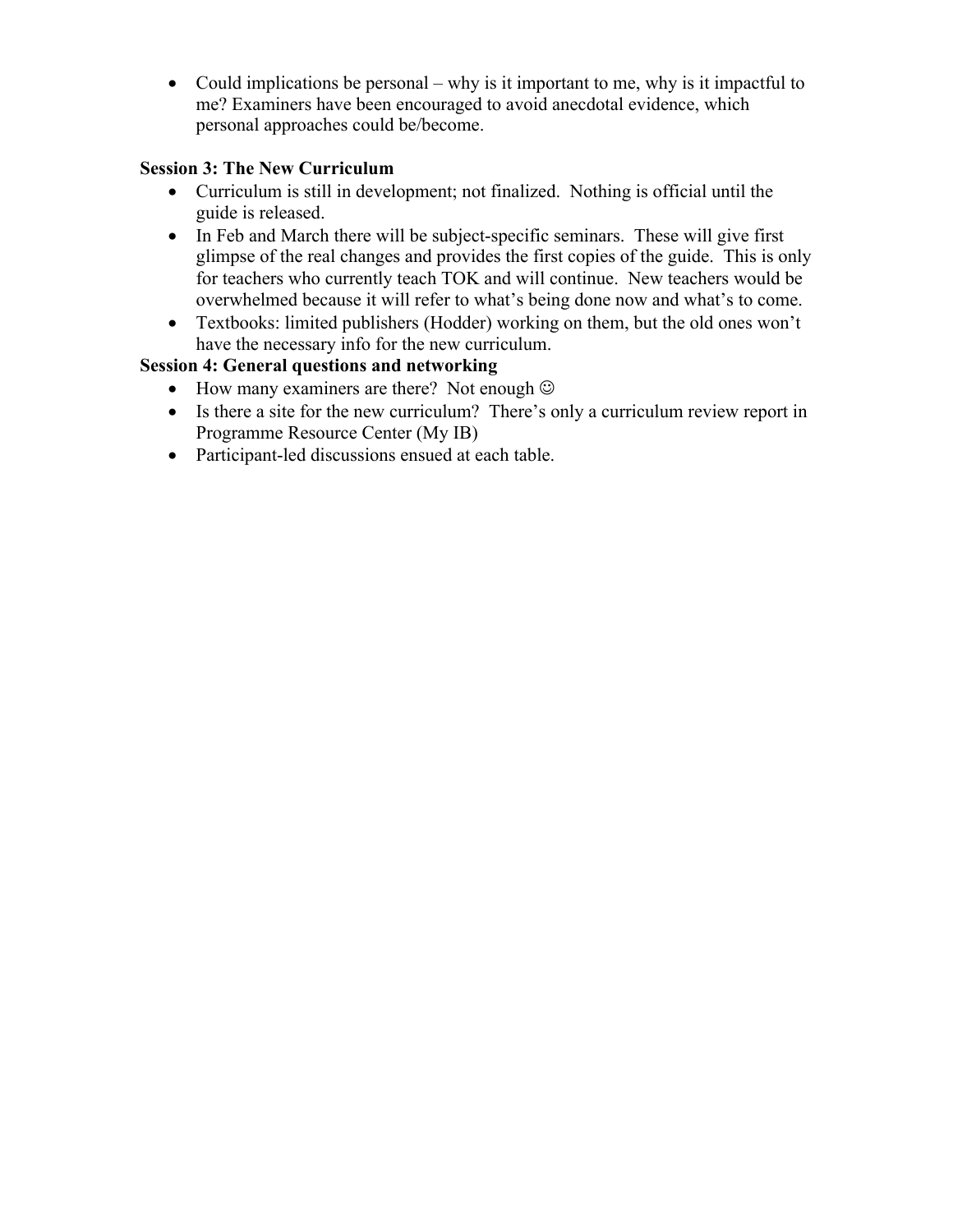- Could implications be personal – why is it important to me, why is it impactful to me? Examiners have been encouraged to avoid anecdotal evidence, which personal approaches could be/become.

**Session 3: The New Curriculum**

- Curriculum is still in development; not finalized. Nothing is official until the guide is released.
- In Feb and March there will be subject-specific seminars. These will give first glimpse of the real changes and provides the first copies of the guide. This is only for teachers who currently teach TOK and will continue. New teachers would be overwhelmed because it will refer to what's being done now and what's to come.
- Textbooks: limited publishers (Hodder) working on them, but the old ones won't have the necessary info for the new curriculum.

**Session 4: General questions and networking**

- How many examiners are there? Not enough ☺
- Is there a site for the new curriculum? There's only a curriculum review report in Programme Resource Center (My IB)
- Participant-led discussions ensued at each table.